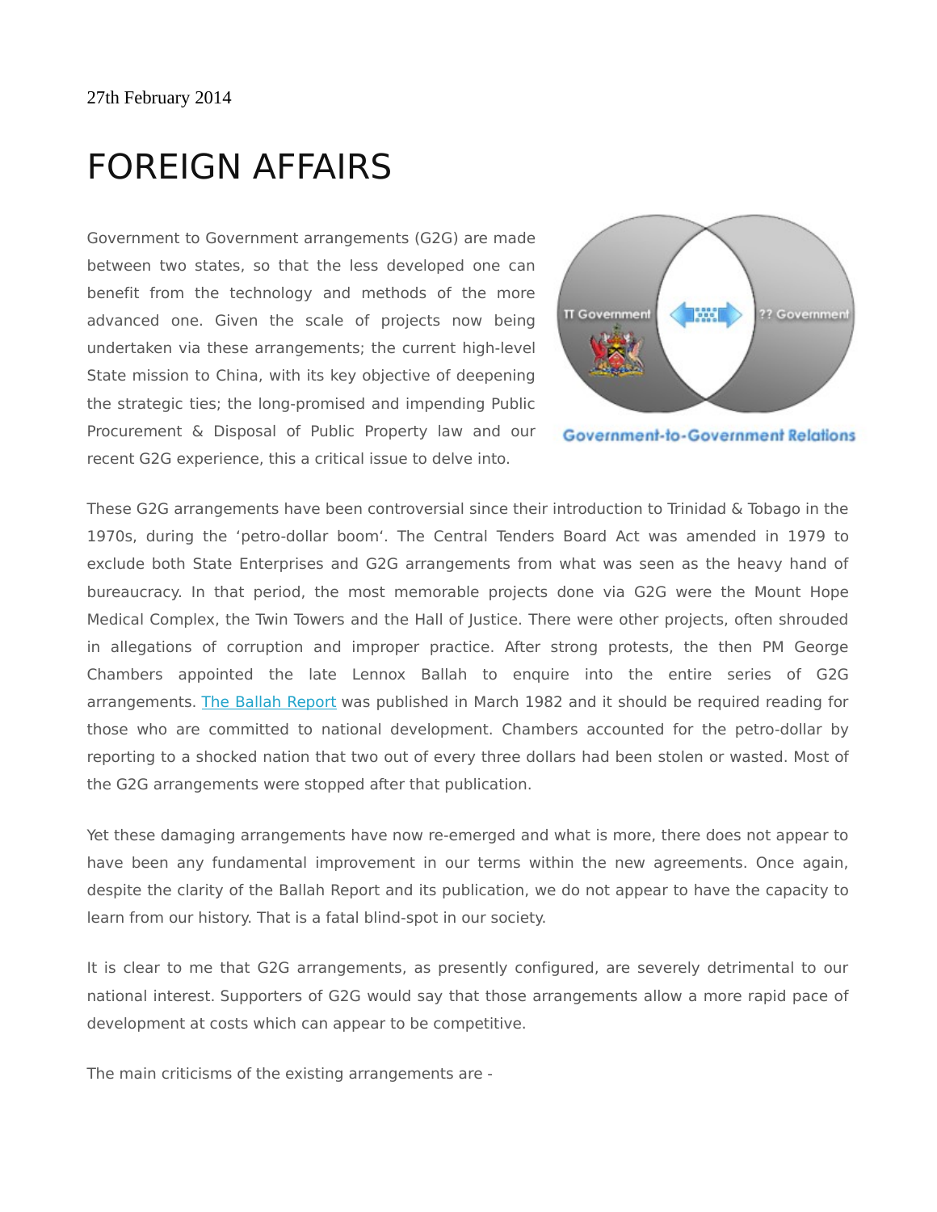27th February 2014

# FOREIGN AFFAIRS

Government to Government arrangements (G2G) are made between two states, so that the less developed one can benefit from the technology and methods of the more advanced one. Given the scale of projects now being undertaken via these arrangements; the current high-level State mission to China, with its key objective of deepening the strategic ties; the long-promised and impending Public Procurement & Disposal of Public Property law and our recent G2G experience, this a critical issue to delve into.

Government-to-Government Relations

These G2G arrangements have been controversial since their introduction to Trinidad & Tobago in the 1970s, during the 'petro-dollar boom'. The Central Tenders Board Act was amended in 1979 to exclude both State Enterprises and G2G arrangements from what was seen as the heavy hand of bureaucracy. In that period, the most memorable projects done via G2G were the Mount Hope Medical Complex, the Twin Towers and the Hall of Justice. There were other projects, often shrouded in allegations of corruption and improper practice. After strong protests, the then PM George Chambers appointed the late Lennox Ballah to enquire into the entire series of G2G arrangements. [The Ballah Report] was published in March 1982 and it should be required reading for those who are committed to national development. Chambers accounted for the petro-dollar by reporting to a shocked nation that two out of every three dollars had been stolen or wasted. Most of the G2G arrangements were stopped after that publication.

Yet these damaging arrangements have now re-emerged and what is more, there does not appear to have been any fundamental improvement in our terms within the new agreements. Once again, despite the clarity of the Ballah Report and its publication, we do not appear to have the capacity to learn from our history. That is a fatal blind-spot in our society.

It is clear to me that G2G arrangements, as presently configured, are severely detrimental to our national interest. Supporters of G2G would say that those arrangements allow a more rapid pace of development at costs which can appear to be competitive.

The main criticisms of the existing arrangements are -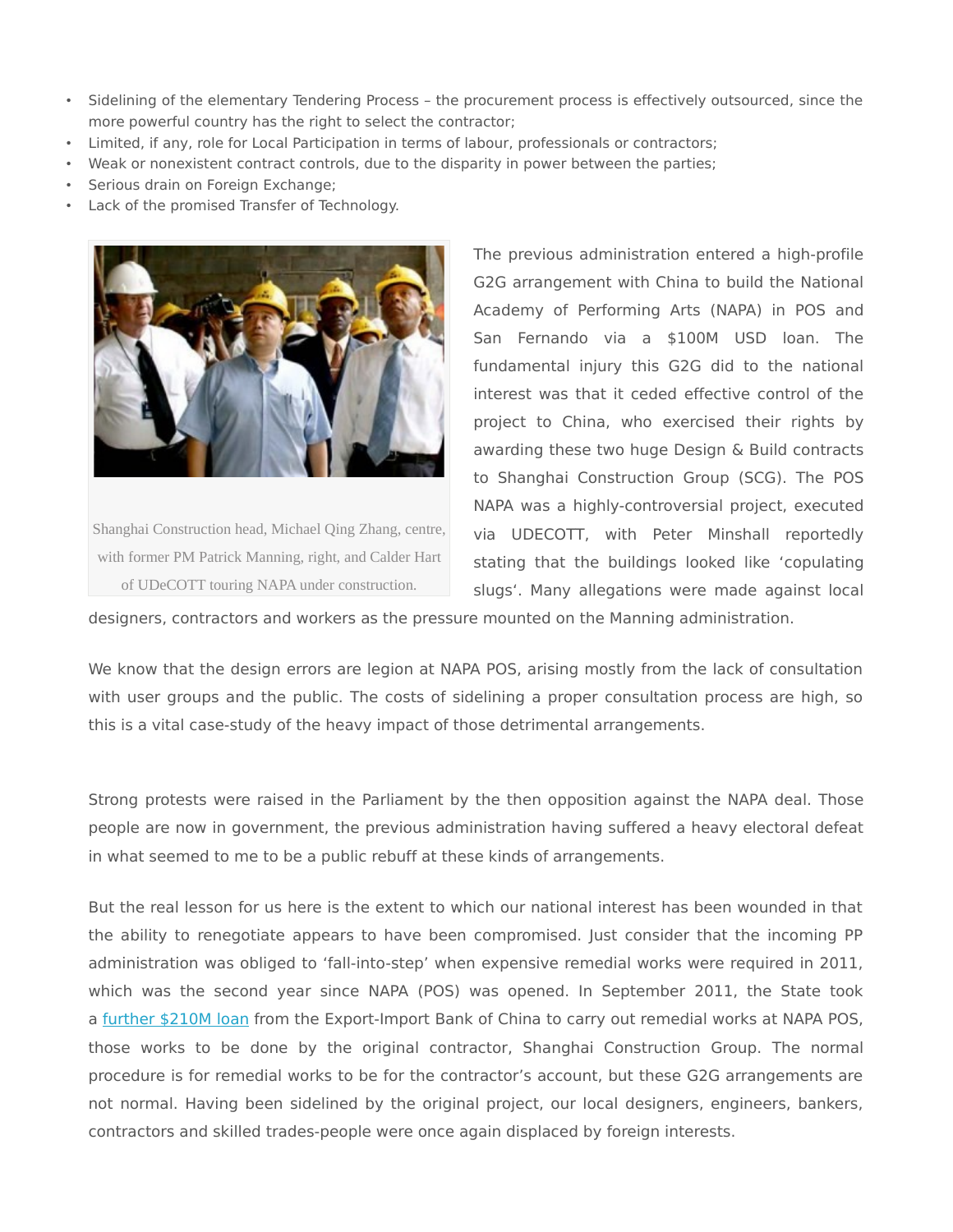- Sidelining of the elementary Tendering Process – the procurement process is effectively outsourced, since the more powerful country has the right to select the contractor;
- Limited, if any, role for Local Participation in terms of labour, professionals or contractors;
- Weak or nonexistent contract controls, due to the disparity in power between the parties;
- Serious drain on Foreign Exchange;
- Lack of the promised Transfer of Technology.

Shanghai Construction head, Michael Qing Zhang, centre, with former PM Patrick Manning, right, and Calder Hart of UDeCOTT touring NAPA under construction.

The previous administration entered a high-profile G2G arrangement with China to build the National Academy of Performing Arts (NAPA) in POS and San Fernando via a $100M USD loan. The fundamental injury this G2G did to the national interest was that it ceded effective control of the project to China, who exercised their rights by awarding these two huge Design & Build contracts to Shanghai Construction Group (SCG). The POS NAPA was a highly-controversial project, executed via UDECOTT, with Peter Minshall reportedly stating that the buildings looked like 'copulating slugs'. Many allegations were made against local designers, contractors and workers as the pressure mounted on the Manning administration.

We know that the design errors are legion at NAPA POS, arising mostly from the lack of consultation with user groups and the public. The costs of sidelining a proper consultation process are high, so this is a vital case-study of the heavy impact of those detrimental arrangements.

Strong protests were raised in the Parliament by the then opposition against the NAPA deal. Those people are now in government, the previous administration having suffered a heavy electoral defeat in what seemed to me to be a public rebuff at these kinds of arrangements.

But the real lesson for us here is the extent to which our national interest has been wounded in that the ability to renegotiate appears to have been compromised. Just consider that the incoming PP administration was obliged to 'fall-into-step' when expensive remedial works were required in 2011, which was the second year since NAPA (POS) was opened. In September 2011, the State took a further $210M loan from the Export-Import Bank of China to carry out remedial works at NAPA POS, those works to be done by the original contractor, Shanghai Construction Group. The normal procedure is for remedial works to be for the contractor's account, but these G2G arrangements are not normal. Having been sidelined by the original project, our local designers, engineers, bankers, contractors and skilled trades-people were once again displaced by foreign interests.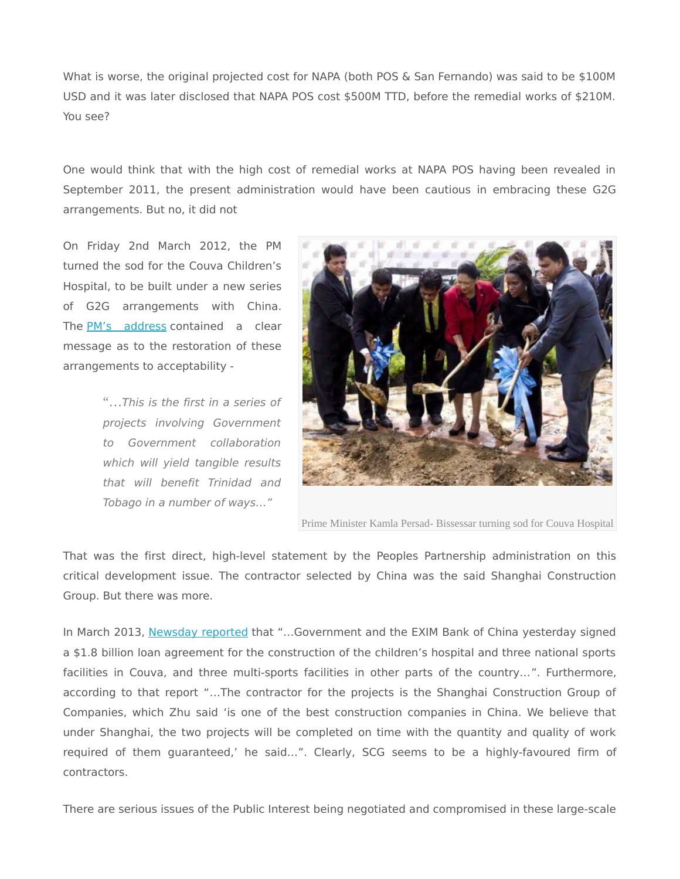What is worse, the original projected cost for NAPA (both POS & San Fernando) was said to be $100M USD and it was later disclosed that NAPA POS cost $500M TTD, before the remedial works of $210M. You see?

One would think that with the high cost of remedial works at NAPA POS having been revealed in September 2011, the present administration would have been cautious in embracing these G2G arrangements. But no, it did not

On Friday 2nd March 2012, the PM turned the sod for the Couva Children's Hospital, to be built under a new series of G2G arrangements with China. The [PM's address]() contained a clear message as to the restoration of these arrangements to acceptability -

> "…*This is the first in a series of projects involving Government to Government collaboration which will yield tangible results that will benefit Trinidad and Tobago in a number of ways…*"

Prime Minister Kamla Persad- Bissessar turning sod for Couva Hospital

That was the first direct, high-level statement by the Peoples Partnership administration on this critical development issue. The contractor selected by China was the said Shanghai Construction Group. But there was more.

In March 2013, [Newsday reported]() that "…Government and the EXIM Bank of China yesterday signed a $1.8 billion loan agreement for the construction of the children's hospital and three national sports facilities in Couva, and three multi-sports facilities in other parts of the country…". Furthermore, according to that report "…The contractor for the projects is the Shanghai Construction Group of Companies, which Zhu said 'is one of the best construction companies in China. We believe that under Shanghai, the two projects will be completed on time with the quantity and quality of work required of them guaranteed,' he said…". Clearly, SCG seems to be a highly-favoured firm of contractors.

There are serious issues of the Public Interest being negotiated and compromised in these large-scale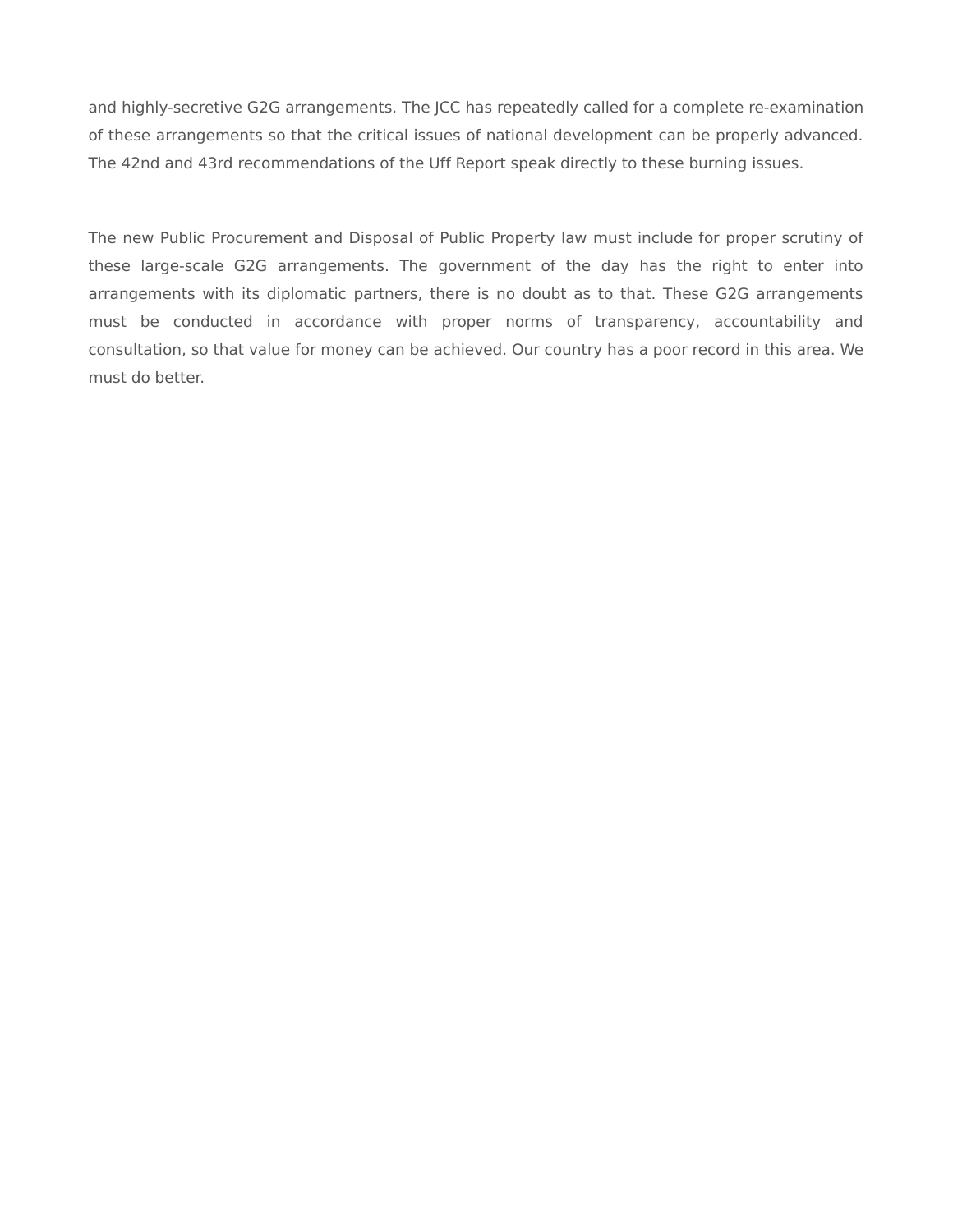and highly-secretive G2G arrangements. The JCC has repeatedly called for a complete re-examination of these arrangements so that the critical issues of national development can be properly advanced. The 42nd and 43rd recommendations of the Uff Report speak directly to these burning issues.

The new Public Procurement and Disposal of Public Property law must include for proper scrutiny of these large-scale G2G arrangements. The government of the day has the right to enter into arrangements with its diplomatic partners, there is no doubt as to that. These G2G arrangements must be conducted in accordance with proper norms of transparency, accountability and consultation, so that value for money can be achieved. Our country has a poor record in this area. We must do better.